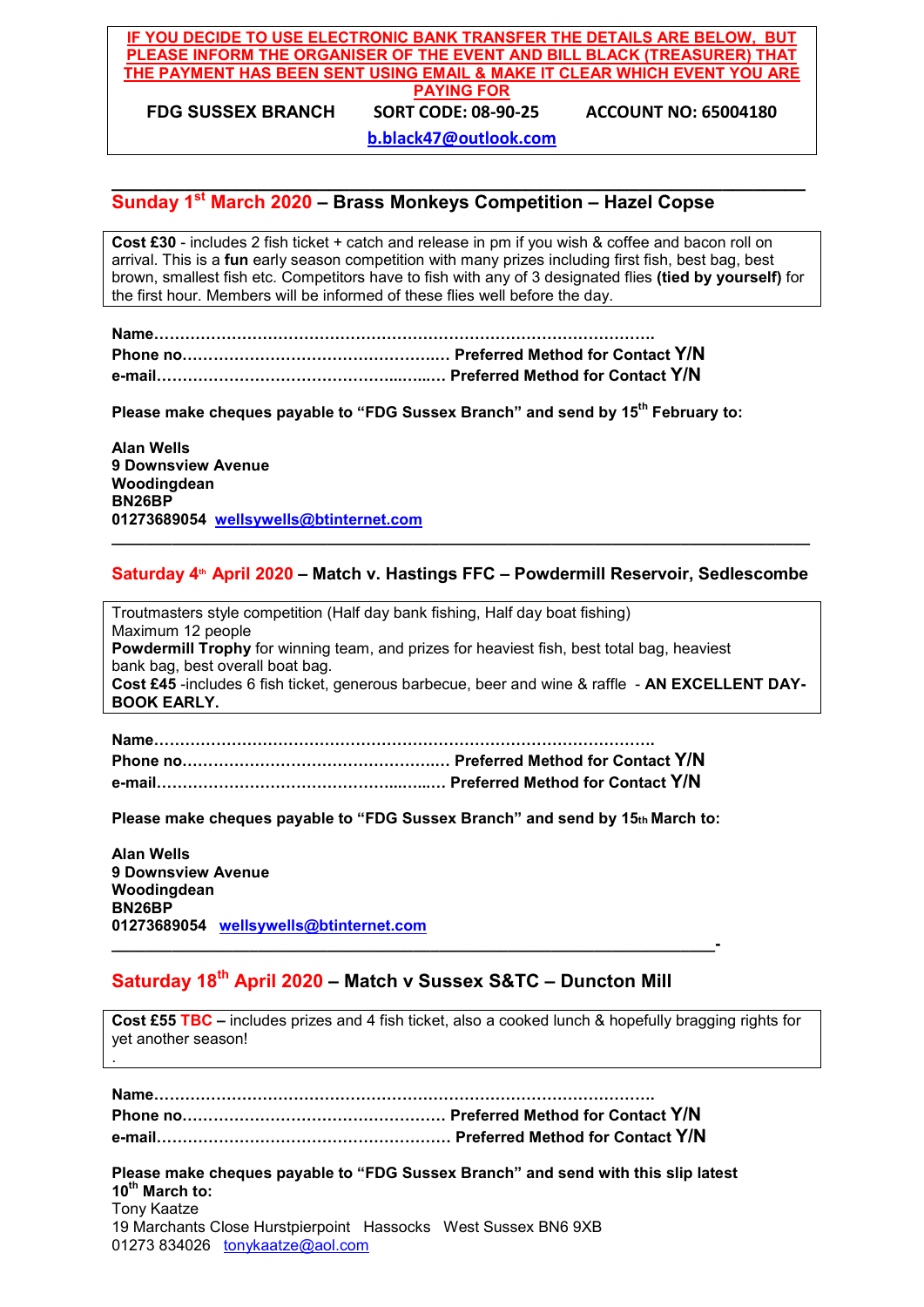**IF YOU DECIDE TO USE ELECTRONIC BANK TRANSFER THE DETAILS ARE BELOW, BUT PLEASE INFORM THE ORGANISER OF THE EVENT AND BILL BLACK (TREASURER) THAT THE PAYMENT HAS BEEN SENT USING EMAIL & MAKE IT CLEAR WHICH EVENT YOU ARE PAYING FOR**

**FDG SUSSEX BRANCH SORT CODE: 08-90-25 ACCOUNT NO: 65004180**

**b.black47@outlook.com**

---

## Sunday 1st March 2020 – Brass Monkeys Competition – Hazel Copse

**Cost £30** - includes 2 fish ticket + catch and release in pm if you wish & coffee and bacon roll on arrival. This is a **fun** early season competition with many prizes including first fish, best bag, best brown, smallest fish etc. Competitors have to fish with any of 3 designated flies **(tied by yourself)** for the first hour. Members will be informed of these flies well before the day.

**Name……………………………………………………………………………………..**
**Phone no……………………………………………..… Preferred Method for Contact Y/N**
**e-mail……………………………………………..…..… Preferred Method for Contact Y/N**

**Please make cheques payable to "FDG Sussex Branch" and send by 15th February to:**

**Alan Wells**
**9 Downsview Avenue**
**Woodingdean**
**BN26BP**
**01273689054 wellsywells@btinternet.com**

---

## Saturday 4th April 2020 – Match v. Hastings FFC – Powdermill Reservoir, Sedlescombe

Troutmasters style competition (Half day bank fishing, Half day boat fishing)
Maximum 12 people
**Powdermill Trophy** for winning team, and prizes for heaviest fish, best total bag, heaviest bank bag, best overall boat bag.
**Cost £45** -includes 6 fish ticket, generous barbecue, beer and wine & raffle - **AN EXCELLENT DAY- BOOK EARLY.**

**Name……………………………………………………………………………………..**
**Phone no……………………………………………..… Preferred Method for Contact Y/N**
**e-mail……………………………………………..…..… Preferred Method for Contact Y/N**

**Please make cheques payable to "FDG Sussex Branch" and send by 15th March to:**

**Alan Wells**
**9 Downsview Avenue**
**Woodingdean**
**BN26BP**
**01273689054 wellsywells@btinternet.com**

---

## Saturday 18th April 2020 – Match v Sussex S&TC – Duncton Mill

**Cost £55 TBC –** includes prizes and 4 fish ticket, also a cooked lunch & hopefully bragging rights for yet another season!
.

**Name……………………………………………………………………………………..**
**Phone no……………………………………………… Preferred Method for Contact Y/N**
**e-mail………………………………………………….. Preferred Method for Contact Y/N**

**Please make cheques payable to "FDG Sussex Branch" and send with this slip latest 10th March to:**
Tony Kaatze
19 Marchants Close Hurstpierpoint Hassocks West Sussex BN6 9XB
01273 834026 tonykaatze@aol.com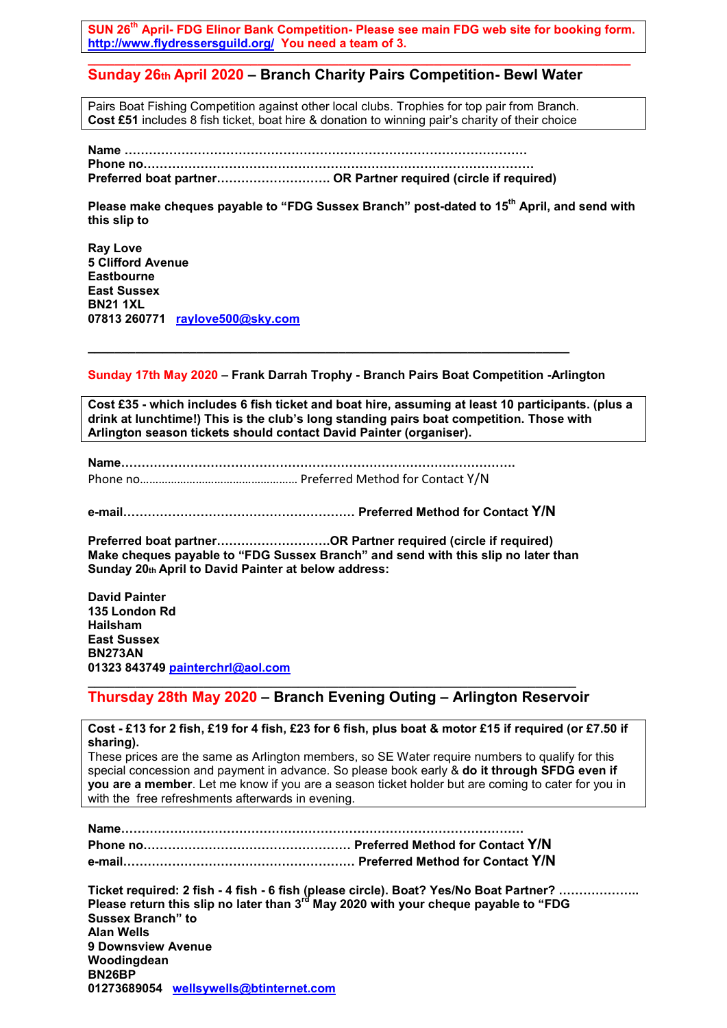**SUN 26th April- FDG Elinor Bank Competition- Please see main FDG web site for booking form. http://www.flydressersguild.org/ You need a team of 3.**

---

## Sunday 26th April 2020 – Branch Charity Pairs Competition- Bewl Water

Pairs Boat Fishing Competition against other local clubs. Trophies for top pair from Branch.
**Cost £51** includes 8 fish ticket, boat hire & donation to winning pair's charity of their choice

**Name ………………………………………………………………………………………**
**Phone no……………………………………………………………………………………**
**Preferred boat partner……………………… OR Partner required (circle if required)**

**Please make cheques payable to "FDG Sussex Branch" post-dated to 15th April, and send with this slip to**

**Ray Love**
**5 Clifford Avenue**
**Eastbourne**
**East Sussex**
**BN21 1XL**
**07813 260771** raylove500@sky.com

---

## Sunday 17th May 2020 – Frank Darrah Trophy - Branch Pairs Boat Competition -Arlington

**Cost £35 - which includes 6 fish ticket and boat hire, assuming at least 10 participants. (plus a drink at lunchtime!) This is the club's long standing pairs boat competition. Those with Arlington season tickets should contact David Painter (organiser).**

**Name……………………………………………………………………………………**
Phone no…………………………………………… Preferred Method for Contact Y/N

**e-mail………………………………………………… Preferred Method for Contact Y/N**

**Preferred boat partner………………………OR Partner required (circle if required)**
**Make cheques payable to "FDG Sussex Branch" and send with this slip no later than Sunday 20th April to David Painter at below address:**

**David Painter**
**135 London Rd**
**Hailsham**
**East Sussex**
**BN273AN**
**01323 843749** painterchrl@aol.com

---

## Thursday 28th May 2020 – Branch Evening Outing – Arlington Reservoir

**Cost - £13 for 2 fish, £19 for 4 fish, £23 for 6 fish, plus boat & motor £15 if required (or £7.50 if sharing).**
These prices are the same as Arlington members, so SE Water require numbers to qualify for this special concession and payment in advance. So please book early & **do it through SFDG even if you are a member**. Let me know if you are a season ticket holder but are coming to cater for you in with the free refreshments afterwards in evening.

**Name………………………………………………………………………………………**
**Phone no…………………………………………… Preferred Method for Contact Y/N**
**e-mail………………………………………………… Preferred Method for Contact Y/N**

**Ticket required: 2 fish - 4 fish - 6 fish (please circle). Boat? Yes/No Boat Partner? ………………..**
**Please return this slip no later than 3rd May 2020 with your cheque payable to "FDG Sussex Branch" to**
**Alan Wells**
**9 Downsview Avenue**
**Woodingdean**
**BN26BP**
**01273689054** wellsywells@btinternet.com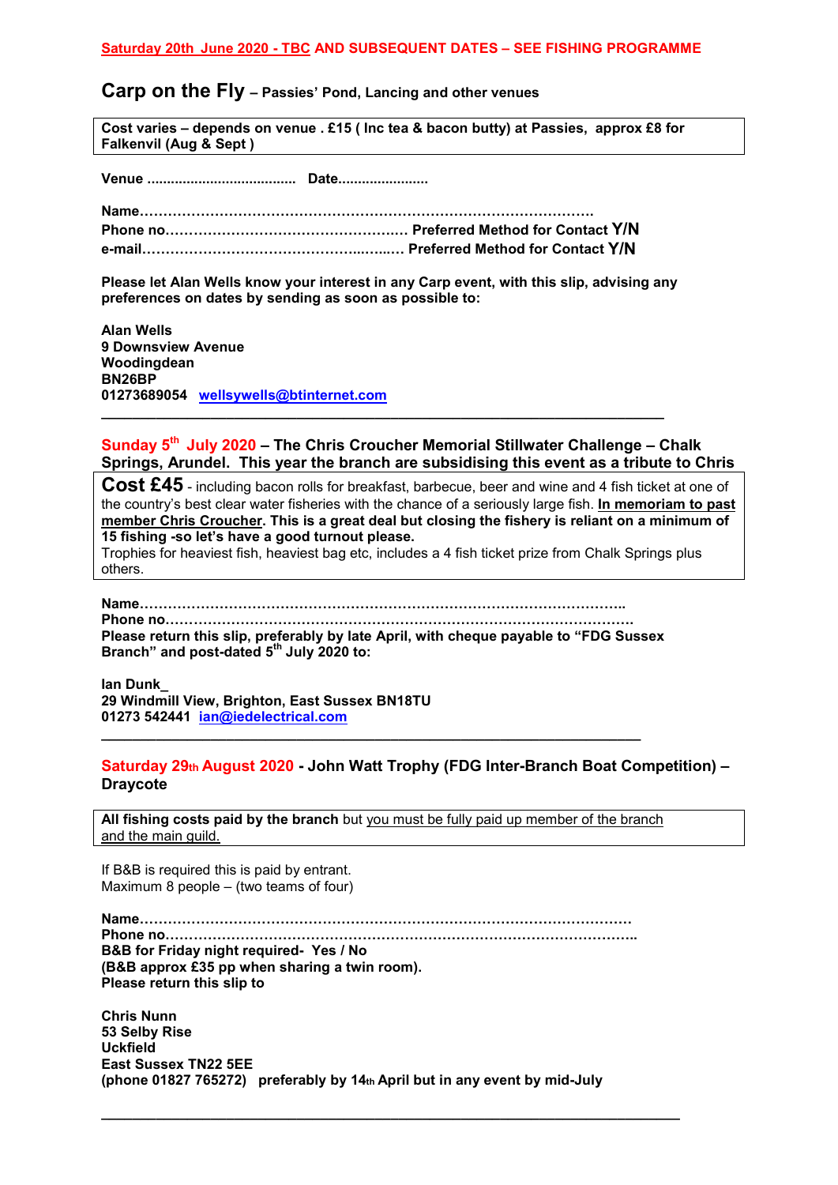**Saturday 20th June 2020 - TBC AND SUBSEQUENT DATES – SEE FISHING PROGRAMME**

## Carp on the Fly – Passies' Pond, Lancing and other venues

**Cost varies – depends on venue . £15 ( Inc tea & bacon butty) at Passies, approx £8 for Falkenvil (Aug & Sept )**

**Venue ..................................... Date......................**

**Name……………………………………………………………………………………**
**Phone no…………………………………………..… Preferred Method for Contact Y/N**
**e-mail…………………………………………..…..… Preferred Method for Contact Y/N**

**Please let Alan Wells know your interest in any Carp event, with this slip, advising any preferences on dates by sending as soon as possible to:**

**Alan Wells**
**9 Downsview Avenue**
**Woodingdean**
**BN26BP**
**01273689054** wellsywells@btinternet.com

---

## Sunday 5th July 2020 – The Chris Croucher Memorial Stillwater Challenge – Chalk Springs, Arundel. This year the branch are subsidising this event as a tribute to Chris

**Cost £45** - including bacon rolls for breakfast, barbecue, beer and wine and 4 fish ticket at one of the country's best clear water fisheries with the chance of a seriously large fish. **In memoriam to past member Chris Croucher. This is a great deal but closing the fishery is reliant on a minimum of 15 fishing -so let's have a good turnout please.**
Trophies for heaviest fish, heaviest bag etc, includes a 4 fish ticket prize from Chalk Springs plus others.

**Name………………………………………………………………………………………..**
**Phone no……………………………………………………………………………………..**
**Please return this slip, preferably by late April, with cheque payable to "FDG Sussex Branch" and post-dated 5th July 2020 to:**

**Ian Dunk_**
**29 Windmill View, Brighton, East Sussex BN18TU**
**01273 542441** ian@iedelectrical.com

---

## Saturday 29th August 2020 - John Watt Trophy (FDG Inter-Branch Boat Competition) – Draycote

**All fishing costs paid by the branch** but you must be fully paid up member of the branch and the main guild.

If B&B is required this is paid by entrant.
Maximum 8 people – (two teams of four)

**Name…………………………………………………………………………………………**
**Phone no……………………………………………………………………………………..**
**B&B for Friday night required- Yes / No**
**(B&B approx £35 pp when sharing a twin room).**
**Please return this slip to**

**Chris Nunn**
**53 Selby Rise**
**Uckfield**
**East Sussex TN22 5EE**
**(phone 01827 765272) preferably by 14th April but in any event by mid-July**

---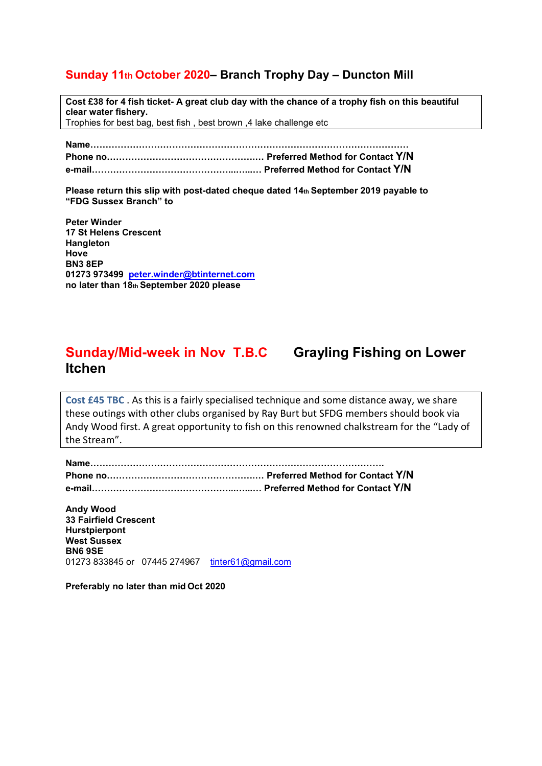## Sunday 11th October 2020– Branch Trophy Day – Duncton Mill

**Cost £38 for 4 fish ticket- A great club day with the chance of a trophy fish on this beautiful clear water fishery.**
Trophies for best bag, best fish , best brown ,4 lake challenge etc

**Name……………………………………………………………………………………………**
**Phone no…………………………………………….… Preferred Method for Contact Y/N**
**e-mail…………………………………………...…..… Preferred Method for Contact Y/N**

**Please return this slip with post-dated cheque dated 14th September 2019 payable to "FDG Sussex Branch" to**

**Peter Winder**
**17 St Helens Crescent**
**Hangleton**
**Hove**
**BN3 8EP**
**01273 973499 peter.winder@btinternet.com**
**no later than 18th September 2020 please**

## Sunday/Mid-week in Nov T.B.C Grayling Fishing on Lower Itchen

**Cost £45 TBC** . As this is a fairly specialised technique and some distance away, we share these outings with other clubs organised by Ray Burt but SFDG members should book via Andy Wood first. A great opportunity to fish on this renowned chalkstream for the "Lady of the Stream".

**Name…………………………………………………………………………………….**
**Phone no…………………………………………….… Preferred Method for Contact Y/N**
**e-mail…………………………………………...…..… Preferred Method for Contact Y/N**

**Andy Wood**
**33 Fairfield Crescent**
**Hurstpierpont**
**West Sussex**
**BN6 9SE**
01273 833845 or 07445 274967 tinter61@gmail.com

**Preferably no later than mid Oct 2020**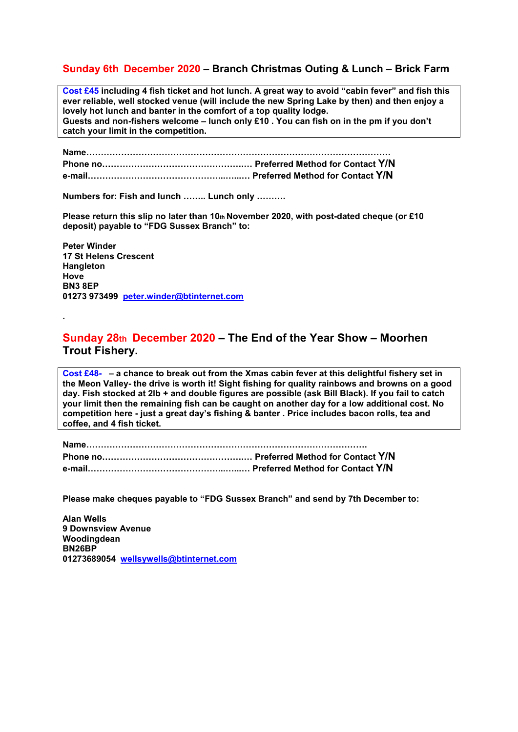## Sunday 6th December 2020 – Branch Christmas Outing & Lunch – Brick Farm

**Cost £45 including 4 fish ticket and hot lunch. A great way to avoid "cabin fever" and fish this ever reliable, well stocked venue (will include the new Spring Lake by then) and then enjoy a lovely hot lunch and banter in the comfort of a top quality lodge.**
**Guests and non-fishers welcome – lunch only £10 . You can fish on in the pm if you don't catch your limit in the competition.**

**Name…………………………………………………………………………………………**
**Phone no…………………………………………….. Preferred Method for Contact Y/N**
**e-mail……………………………………………..…… Preferred Method for Contact Y/N**

**Numbers for: Fish and lunch …….. Lunch only ……….**

**Please return this slip no later than 10th November 2020, with post-dated cheque (or £10 deposit) payable to "FDG Sussex Branch" to:**

**Peter Winder**
**17 St Helens Crescent**
**Hangleton**
**Hove**
**BN3 8EP**
**01273 973499 peter.winder@btinternet.com**

.

## Sunday 28th December 2020 – The End of the Year Show – Moorhen Trout Fishery.

**Cost £48- – a chance to break out from the Xmas cabin fever at this delightful fishery set in the Meon Valley- the drive is worth it! Sight fishing for quality rainbows and browns on a good day. Fish stocked at 2lb + and double figures are possible (ask Bill Black). If you fail to catch your limit then the remaining fish can be caught on another day for a low additional cost. No competition here - just a great day's fishing & banter . Price includes bacon rolls, tea and coffee, and 4 fish ticket.**

**Name…………………………………………………………………………………**
**Phone no…………………………………………….. Preferred Method for Contact Y/N**
**e-mail……………………………………………..…… Preferred Method for Contact Y/N**

**Please make cheques payable to "FDG Sussex Branch" and send by 7th December to:**

**Alan Wells**
**9 Downsview Avenue**
**Woodingdean**
**BN26BP**
**01273689054 wellsywells@btinternet.com**